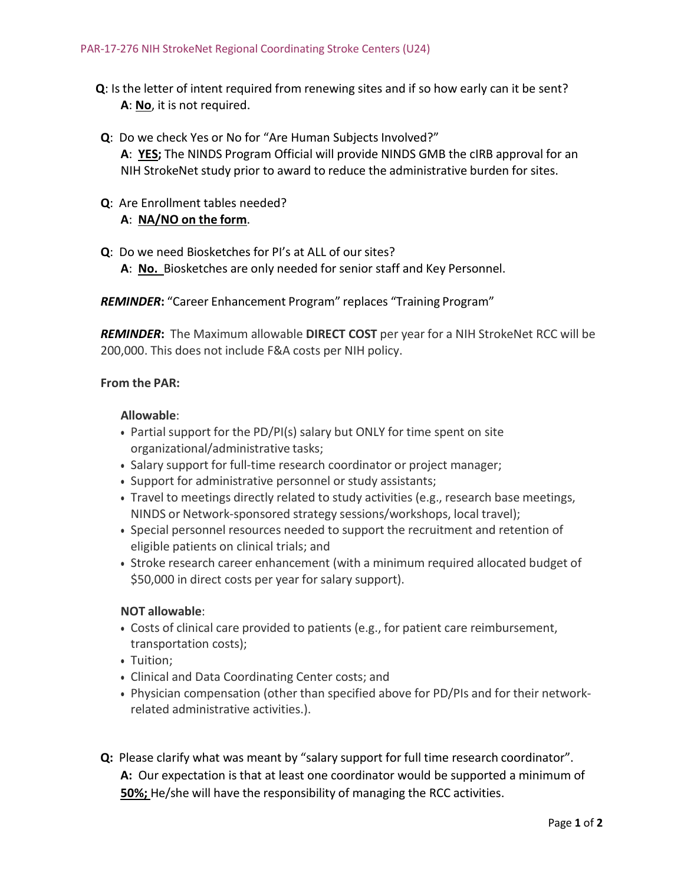PAR-17-276 NIH StrokeNet Regional Coordinating Stroke Centers (U24)

**Q**: Is the letter of intent required from renewing sites and if so how early can it be sent?
**A**: **No**, it is not required.

**Q**: Do we check Yes or No for "Are Human Subjects Involved?"
**A**: **YES;** The NINDS Program Official will provide NINDS GMB the cIRB approval for an NIH StrokeNet study prior to award to reduce the administrative burden for sites.

**Q**: Are Enrollment tables needed?
**A**: **NA/NO on the form**.

**Q**: Do we need Biosketches for PI's at ALL of our sites?
**A**: **No.** Biosketches are only needed for senior staff and Key Personnel.

***REMINDER*:** "Career Enhancement Program" replaces "Training Program"

***REMINDER*:** The Maximum allowable **DIRECT COST** per year for a NIH StrokeNet RCC will be 200,000. This does not include F&A costs per NIH policy.

**From the PAR:**

**Allowable**:

- Partial support for the PD/PI(s) salary but ONLY for time spent on site organizational/administrative tasks;
- Salary support for full-time research coordinator or project manager;
- Support for administrative personnel or study assistants;
- Travel to meetings directly related to study activities (e.g., research base meetings, NINDS or Network-sponsored strategy sessions/workshops, local travel);
- Special personnel resources needed to support the recruitment and retention of eligible patients on clinical trials; and
- Stroke research career enhancement (with a minimum required allocated budget of $50,000 in direct costs per year for salary support).

**NOT allowable**:

- Costs of clinical care provided to patients (e.g., for patient care reimbursement, transportation costs);
- Tuition;
- Clinical and Data Coordinating Center costs; and
- Physician compensation (other than specified above for PD/PIs and for their network-related administrative activities.).

**Q:** Please clarify what was meant by "salary support for full time research coordinator".
**A:** Our expectation is that at least one coordinator would be supported a minimum of **50%;** He/she will have the responsibility of managing the RCC activities.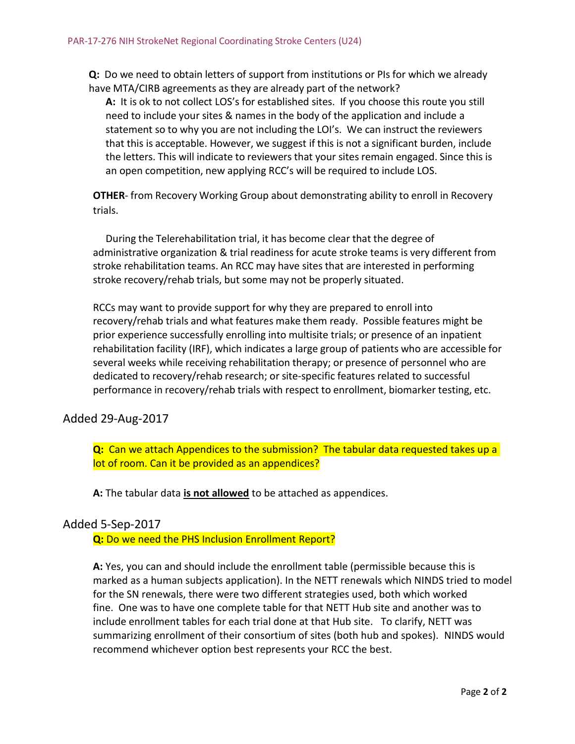**Q:** Do we need to obtain letters of support from institutions or PIs for which we already have MTA/CIRB agreements as they are already part of the network?

**A:** It is ok to not collect LOS's for established sites. If you choose this route you still need to include your sites & names in the body of the application and include a statement so to why you are not including the LOI's. We can instruct the reviewers that this is acceptable. However, we suggest if this is not a significant burden, include the letters. This will indicate to reviewers that your sites remain engaged. Since this is an open competition, new applying RCC's will be required to include LOS.

**OTHER**- from Recovery Working Group about demonstrating ability to enroll in Recovery trials.

During the Telerehabilitation trial, it has become clear that the degree of administrative organization & trial readiness for acute stroke teams is very different from stroke rehabilitation teams. An RCC may have sites that are interested in performing stroke recovery/rehab trials, but some may not be properly situated.

RCCs may want to provide support for why they are prepared to enroll into recovery/rehab trials and what features make them ready. Possible features might be prior experience successfully enrolling into multisite trials; or presence of an inpatient rehabilitation facility (IRF), which indicates a large group of patients who are accessible for several weeks while receiving rehabilitation therapy; or presence of personnel who are dedicated to recovery/rehab research; or site-specific features related to successful performance in recovery/rehab trials with respect to enrollment, biomarker testing, etc.

## Added 29-Aug-2017

**Q:** Can we attach Appendices to the submission? The tabular data requested takes up a lot of room. Can it be provided as an appendices?

**A:** The tabular data **is not allowed** to be attached as appendices.

## Added 5-Sep-2017

**Q:** Do we need the PHS Inclusion Enrollment Report?

**A:** Yes, you can and should include the enrollment table (permissible because this is marked as a human subjects application). In the NETT renewals which NINDS tried to model for the SN renewals, there were two different strategies used, both which worked fine. One was to have one complete table for that NETT Hub site and another was to include enrollment tables for each trial done at that Hub site. To clarify, NETT was summarizing enrollment of their consortium of sites (both hub and spokes). NINDS would recommend whichever option best represents your RCC the best.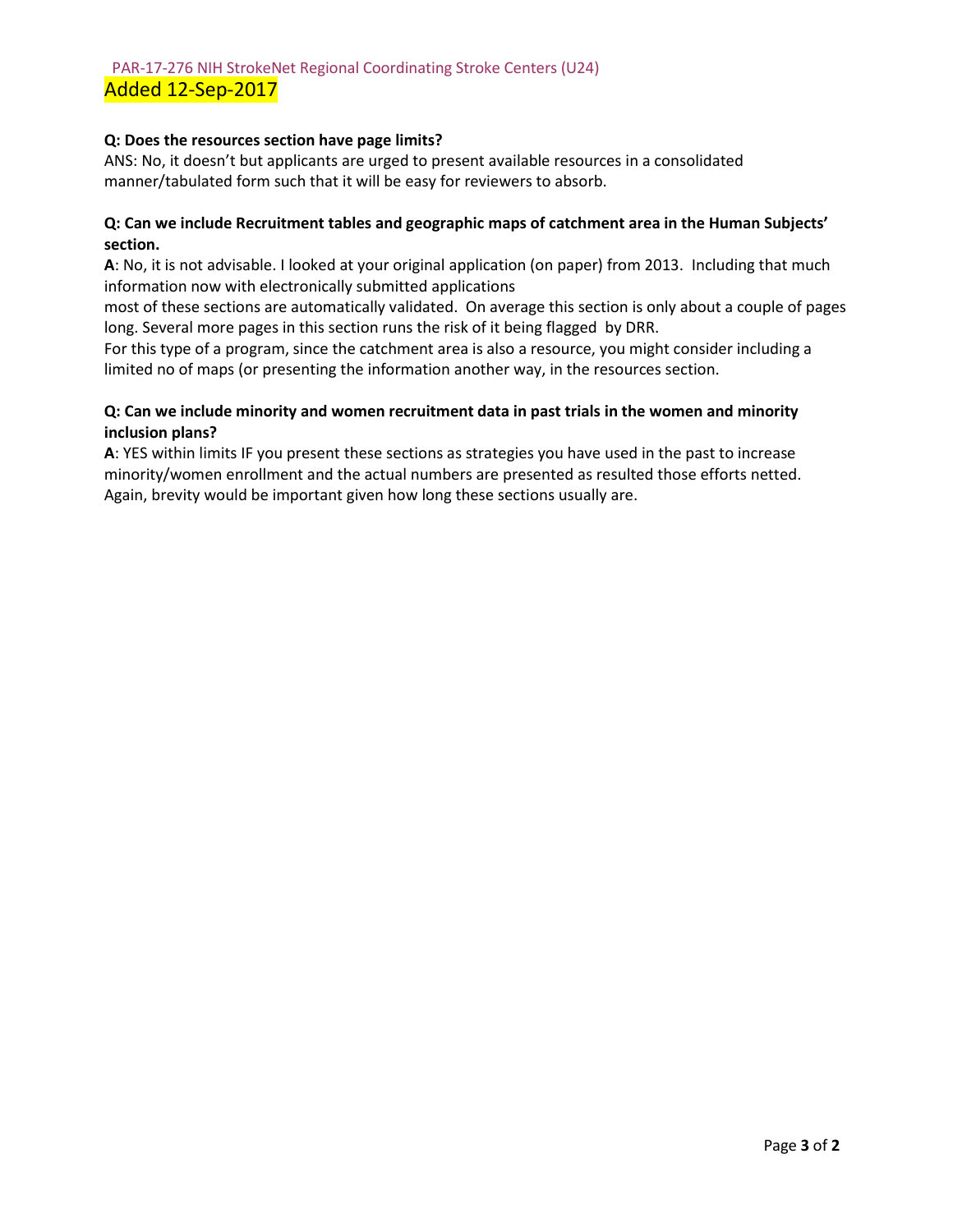PAR-17-276 NIH StrokeNet Regional Coordinating Stroke Centers (U24)

Added 12-Sep-2017

**Q: Does the resources section have page limits?**

ANS: No, it doesn't but applicants are urged to present available resources in a consolidated manner/tabulated form such that it will be easy for reviewers to absorb.

**Q: Can we include Recruitment tables and geographic maps of catchment area in the Human Subjects' section.**

**A**: No, it is not advisable. I looked at your original application (on paper) from 2013. Including that much information now with electronically submitted applications

most of these sections are automatically validated. On average this section is only about a couple of pages long. Several more pages in this section runs the risk of it being flagged by DRR.

For this type of a program, since the catchment area is also a resource, you might consider including a limited no of maps (or presenting the information another way, in the resources section.

**Q: Can we include minority and women recruitment data in past trials in the women and minority inclusion plans?**

**A**: YES within limits IF you present these sections as strategies you have used in the past to increase minority/women enrollment and the actual numbers are presented as resulted those efforts netted. Again, brevity would be important given how long these sections usually are.